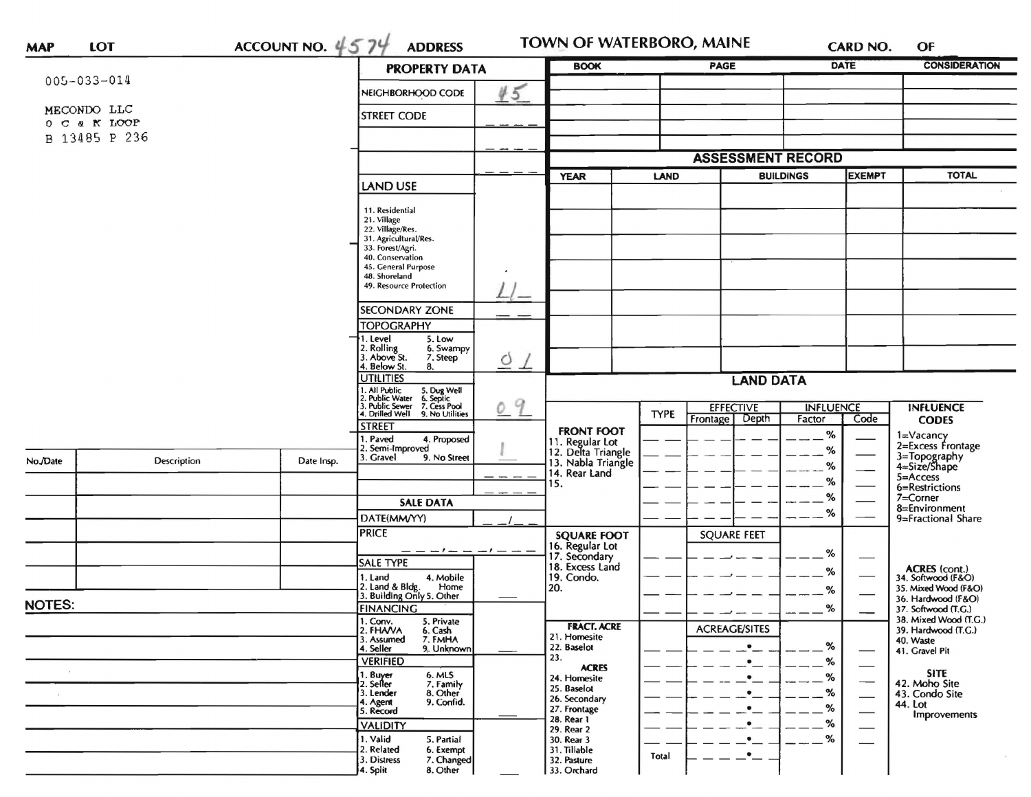**MAP** **LOT** **ACCOUNT NO.** 4574 **ADDRESS** **TOWN OF WATERBORO, MAINE** **CARD NO.** **OF**

005-033-014

MECONDO LLC
0 C & K LOOP
B 13485 P 236

## PROPERTY DATA

| Field | Value |
|---|---|
| NEIGHBORHOOD CODE | 45 |
| STREET CODE | |
| LAND USE (11. Residential, 21. Village, 22. Village/Res., 31. Agricultural/Res., 33. Forest/Agri., 40. Conservation, 45. General Purpose, 48. Shoreland, 49. Resource Protection) | 11 |
| SECONDARY ZONE | |
| TOPOGRAPHY (1. Level, 2. Rolling, 3. Above St., 4. Below St., 5. Low, 6. Swampy, 7. Steep, 8.) | 01 |
| UTILITIES (1. All Public, 2. Public Water, 3. Public Sewer, 4. Drilled Well, 5. Dug Well, 6. Septic, 7. Cess Pool, 9. No Utilities) | 09 |
| STREET (1. Paved, 2. Semi-Improved, 3. Gravel, 4. Proposed, 9. No Street) | 1 |

## SALE DATA

| Field | Value |
|---|---|
| DATE(MM/YY) | |
| PRICE | |
| SALE TYPE (1. Land, 2. Land & Bldg., 3. Building Only, 4. Mobile Home, 5. Other) | |
| FINANCING (1. Conv., 2. FHA/VA, 3. Assumed, 4. Seller, 5. Private, 6. Cash, 7. FMHA, 9. Unknown) | |
| VERIFIED (1. Buyer, 2. Seller, 3. Lender, 4. Agent, 5. Record, 6. MLS, 7. Family, 8. Other, 9. Confid.) | |
| VALIDITY (1. Valid, 2. Related, 3. Distress, 4. Split, 5. Partial, 6. Exempt, 7. Changed, 8. Other) | |

| BOOK | PAGE | DATE | CONSIDERATION |
|---|---|---|---|
| | | | |

## ASSESSMENT RECORD

| YEAR | LAND | BUILDINGS | EXEMPT | TOTAL |
|---|---|---|---|---|
| | | | | |

## LAND DATA

| | TYPE | EFFECTIVE Frontage | EFFECTIVE Depth | INFLUENCE Factor | INFLUENCE Code |
|---|---|---|---|---|---|
| **FRONT FOOT** 11. Regular Lot, 12. Delta Triangle, 13. Nabla Triangle, 14. Rear Land, 15. | | | | % | |
| **SQUARE FOOT** 16. Regular Lot, 17. Secondary, 18. Excess Land, 19. Condo., 20. | | SQUARE FEET | | % | |
| **FRACT. ACRE** 21. Homesite, 22. Baselot, 23. **ACRES** 24. Homesite, 25. Baselot, 26. Secondary, 27. Frontage, 28. Rear 1, 29. Rear 2, 30. Rear 3, 31. Tillable, 32. Pasture, 33. Orchard | | ACREAGE/SITES | | % | |
| | Total | | | | |

**INFLUENCE CODES**
1=Vacancy
2=Excess Frontage
3=Topography
4=Size/Shape
5=Access
6=Restrictions
7=Corner
8=Environment
9=Fractional Share

**ACRES (cont.)**
34. Softwood (F&O)
35. Mixed Wood (F&O)
36. Hardwood (F&O)
37. Softwood (T.G.)
38. Mixed Wood (T.G.)
39. Hardwood (T.G.)
40. Waste
41. Gravel Pit

**SITE**
42. Moho Site
43. Condo Site
44. Lot Improvements

| No./Date | Description | Date Insp. |
|---|---|---|
| | | |

**NOTES:**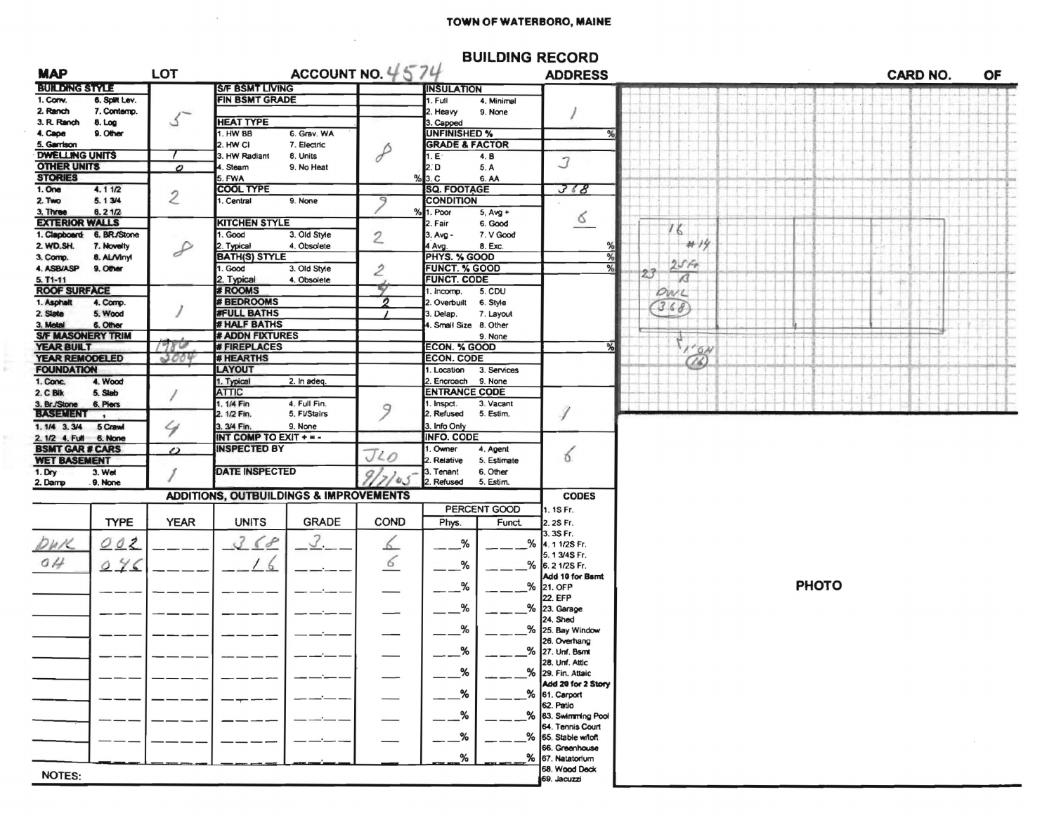**TOWN OF WATERBORO, MAINE**

# BUILDING RECORD

| MAP | LOT | ACCOUNT NO. 4574 | ADDRESS | CARD NO. | OF |
|---|---|---|---|---|---|

| BUILDING STYLE | | | S/F BSMT LIVING | | INSULATION | |
|---|---|---|---|---|---|---|
| 1. Conv. 6. Split Lev. / 2. Ranch 7. Contemp. / 3. R. Ranch 8. Log / 4. Cape 9. Other / 5. Garrison | 5 | | FIN BSMT GRADE | | 1. Full 4. Minimal / 2. Heavy 9. None / 3. Capped | 1 |
| DWELLING UNITS | 1 | | HEAT TYPE: 1. HW BB 6. Grav. WA / 2. HW CI 7. Electric / 3. HW Radiant 8. Units / 4. Steam 9. No Heat / 5. FWA | 8 | UNFINISHED % | % |
| OTHER UNITS | 0 | | | | GRADE & FACTOR: 1. E 4. B / 2. D 5. A / 3. C 6. AA | 3 |
| STORIES: 1. One 4. 1 1/2 / 2. Two 5. 1 3/4 / 3. Three 6. 2 1/2 | 2 | | COOL TYPE: 1. Central 9. None | 9 % | SQ. FOOTAGE | 368 |
| EXTERIOR WALLS: 1. Clapboard 6. BR./Stone / 2. WD.SH. 7. Novelty / 3. Comp. 8. AL/Vinyl / 4. ASB/ASP 9. Other / 5. T1-11 | 8 | | KITCHEN STYLE: 1. Good 3. Old Style / 2. Typical 4. Obsolete | 2 | CONDITION: 1. Poor 5. Avg + / 2. Fair 6. Good / 3. Avg - 7. V Good / 4 Avg. 8. Exc. | 6 |
| | | | BATH(S) STYLE: 1. Good 3. Old Style / 2. Typical 4. Obsolete | 2 | PHYS. % GOOD | % |
| | | | | | FUNCT. % GOOD | % |
| ROOF SURFACE: 1. Asphalt 4. Comp. / 2. Slate 5. Wood / 3. Metal 6. Other | 1 | | # ROOMS | 4 | FUNCT. CODE: 1. Incomp. 5. CDU / 2. Overbuilt 6. Style / 3. Delap. 7. Layout / 4. Small Size 8. Other / 9. None | |
| | | | # BEDROOMS | 2 | | |
| | | | #FULL BATHS | 1 | | |
| | | | # HALF BATHS | | | |
| S/F MASONERY TRIM | | | # ADDN FIXTURES | | | |
| YEAR BUILT | 1986 | | # FIREPLACES | | ECON. % GOOD | % |
| YEAR REMODELED | 2004 | | # HEARTHS | | ECON. CODE | |
| FOUNDATION: 1. Conc. 4. Wood / 2. C Blk 5. Slab / 3. Br./Stone 6. Piers | 1 | | LAYOUT: 1. Typical 2. In adeq. | | 1. Location 3. Services / 2. Encroach 9. None | |
| | | | ATTIC: 1. 1/4 Fin 4. Full Fin. / 2. 1/2 Fin. 5. Fl/Stairs / 3. 3/4 Fin. 9. None | 9 | ENTRANCE CODE: 1. Inspct. 3. Vacant / 2. Refused 5. Estim. / 3. Info Only | 1 |
| BASEMENT: 1. 1/4 3. 3/4 5 Crawl / 2. 1/2 4. Full 6. None | 4 | | INT COMP TO EXIT + = - | | INFO. CODE | |
| BSMT GAR # CARS | 0 | | INSPECTED BY | JLO | 1. Owner 4. Agent / 2. Relative 5. Estimate / 3. Tenant 6. Other / 2. Refused 5. Estim. | 6 |
| WET BASEMENT: 1. Dry 3. Wet / 2. Damp 9. None | 1 | | DATE INSPECTED | 9/7/05 | | |

Sketch: 16, #14, 23, 25 Fr, B, DWL, 368, 1' OH, 16

## ADDITIONS, OUTBUILDINGS & IMPROVEMENTS

| | TYPE | YEAR | UNITS | GRADE | COND | PERCENT GOOD Phys. | PERCENT GOOD Funct. |
|---|---|---|---|---|---|---|---|
| DWL | 002 | | 368 | 3 | 6 | % | % |
| OH | 046 | | 16 | | 6 | % | % |
| | | | | | | % | % |
| | | | | | | % | % |
| | | | | | | % | % |
| | | | | | | % | % |
| | | | | | | % | % |
| | | | | | | % | % |
| | | | | | | % | % |
| | | | | | | % | % |
| | | | | | | % | % |

**CODES**
1. 1S Fr.
2. 2S Fr.
3. 3S Fr.
4. 1 1/2S Fr.
5. 1 3/4S Fr.
6. 2 1/2S Fr.
Add 10 for Bsmt
21. OFP
22. EFP
23. Garage
24. Shed
25. Bay Window
26. Overhang
27. Unf. Bsmt
28. Unf. Attic
29. Fin. Attaic
Add 20 for 2 Story
61. Carport
62. Patio
63. Swimming Pool
64. Tennis Court
65. Stable w/loft
66. Greenhouse
67. Natatorium
68. Wood Deck
69. Jacuzzi

NOTES:

PHOTO